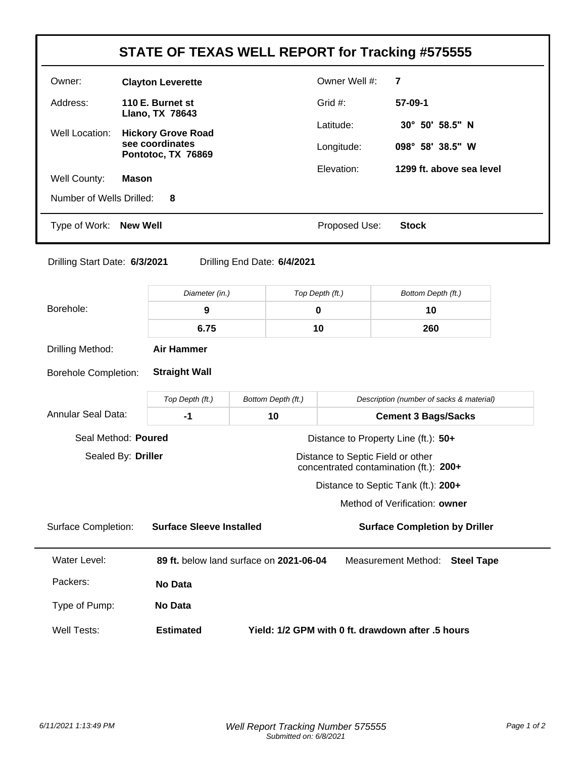# STATE OF TEXAS WELL REPORT for Tracking #575555

| | | | |
|---|---|---|---|
| Owner: | **Clayton Leverette** | Owner Well #: | **7** |
| Address: | **110 E. Burnet st Llano, TX 78643** | Grid #: | **57-09-1** |
| Well Location: | **Hickory Grove Road see coordinates Pontotoc, TX 76869** | Latitude: | **30° 50' 58.5" N** |
| | | Longitude: | **098° 58' 38.5" W** |
| | | Elevation: | **1299 ft. above sea level** |
| Well County: | **Mason** | | |

Number of Wells Drilled: **8**

Type of Work: **New Well**

Proposed Use: **Stock**

Drilling Start Date: **6/3/2021** Drilling End Date: **6/4/2021**

**Borehole:**

| *Diameter (in.)* | *Top Depth (ft.)* | *Bottom Depth (ft.)* |
|---|---|---|
| **9** | **0** | **10** |
| **6.75** | **10** | **260** |

Drilling Method: **Air Hammer**

Borehole Completion: **Straight Wall**

**Annular Seal Data:**

| *Top Depth (ft.)* | *Bottom Depth (ft.)* | *Description (number of sacks & material)* |
|---|---|---|
| **-1** | **10** | **Cement 3 Bags/Sacks** |

Seal Method: **Poured**

Sealed By: **Driller**

Distance to Property Line (ft.): **50+**

Distance to Septic Field or other concentrated contamination (ft.): **200+**

Distance to Septic Tank (ft.): **200+**

Method of Verification: **owner**

Surface Completion: **Surface Sleeve Installed** **Surface Completion by Driller**

Water Level: **89 ft.** below land surface on **2021-06-04** Measurement Method: **Steel Tape**

Packers: **No Data**

Type of Pump: **No Data**

Well Tests: **Estimated** **Yield: 1/2 GPM with 0 ft. drawdown after .5 hours**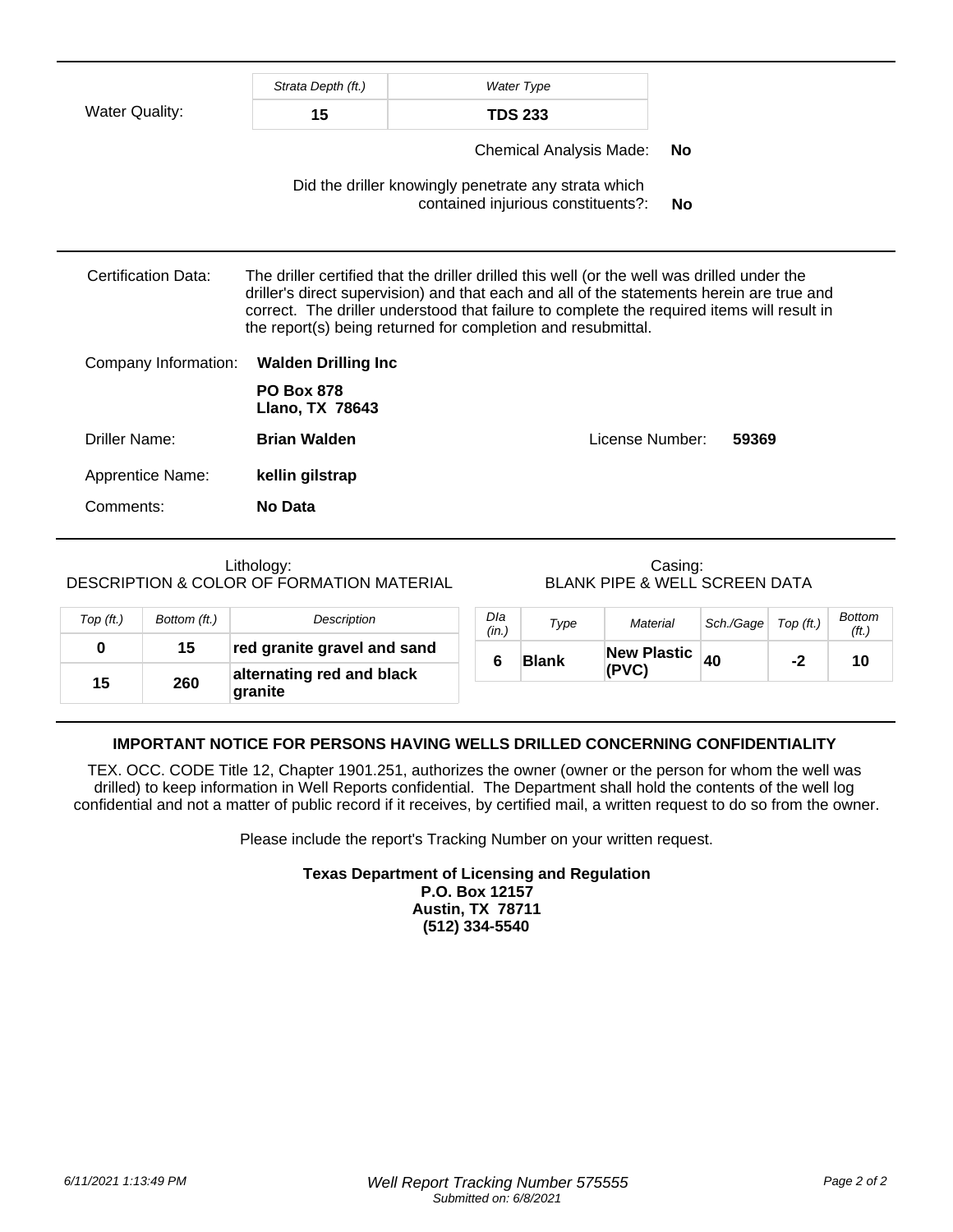Water Quality:

| Strata Depth (ft.) | Water Type |
| --- | --- |
| 15 | TDS 233 |

Chemical Analysis Made: **No**

Did the driller knowingly penetrate any strata which contained injurious constituents?: **No**

---

Certification Data: The driller certified that the driller drilled this well (or the well was drilled under the driller's direct supervision) and that each and all of the statements herein are true and correct. The driller understood that failure to complete the required items will result in the report(s) being returned for completion and resubmittal.

Company Information: **Walden Drilling Inc**

**PO Box 878**
**Llano, TX 78643**

Driller Name: **Brian Walden**

License Number: **59369**

Apprentice Name: **kellin gilstrap**

Comments: **No Data**

---

Lithology:
DESCRIPTION & COLOR OF FORMATION MATERIAL

| Top (ft.) | Bottom (ft.) | Description |
| --- | --- | --- |
| 0 | 15 | red granite gravel and sand |
| 15 | 260 | alternating red and black granite |

Casing:
BLANK PIPE & WELL SCREEN DATA

| Dia (in.) | Type | Material | Sch./Gage | Top (ft.) | Bottom (ft.) |
| --- | --- | --- | --- | --- | --- |
| 6 | Blank | New Plastic (PVC) | 40 | -2 | 10 |

---

**IMPORTANT NOTICE FOR PERSONS HAVING WELLS DRILLED CONCERNING CONFIDENTIALITY**

TEX. OCC. CODE Title 12, Chapter 1901.251, authorizes the owner (owner or the person for whom the well was drilled) to keep information in Well Reports confidential. The Department shall hold the contents of the well log confidential and not a matter of public record if it receives, by certified mail, a written request to do so from the owner.

Please include the report's Tracking Number on your written request.

**Texas Department of Licensing and Regulation**
**P.O. Box 12157**
**Austin, TX 78711**
**(512) 334-5540**

6/11/2021 1:13:49 PM

Well Report Tracking Number 575555
Submitted on: 6/8/2021